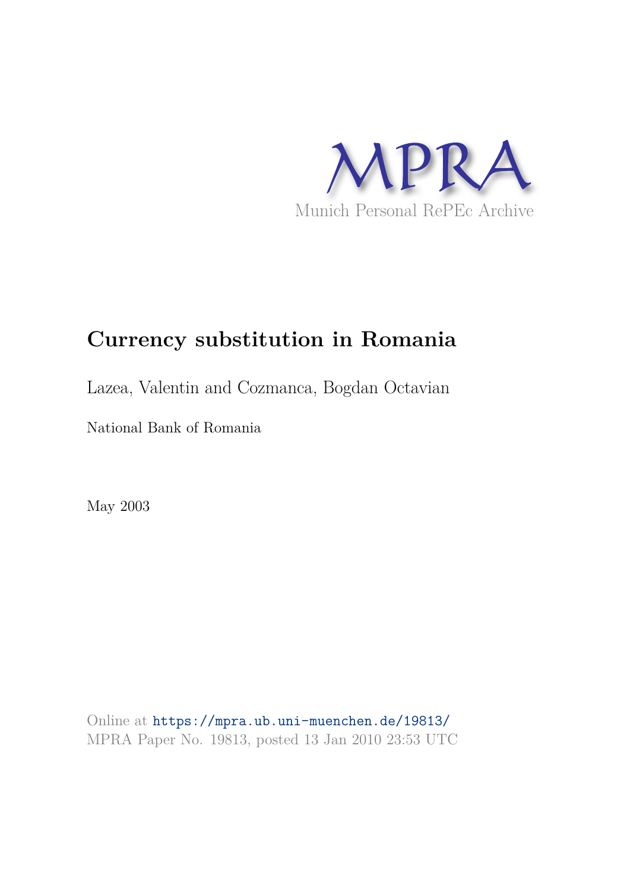MPRA

Munich Personal RePEc Archive

# Currency substitution in Romania

Lazea, Valentin and Cozmanca, Bogdan Octavian

National Bank of Romania

May 2003

Online at https://mpra.ub.uni-muenchen.de/19813/
MPRA Paper No. 19813, posted 13 Jan 2010 23:53 UTC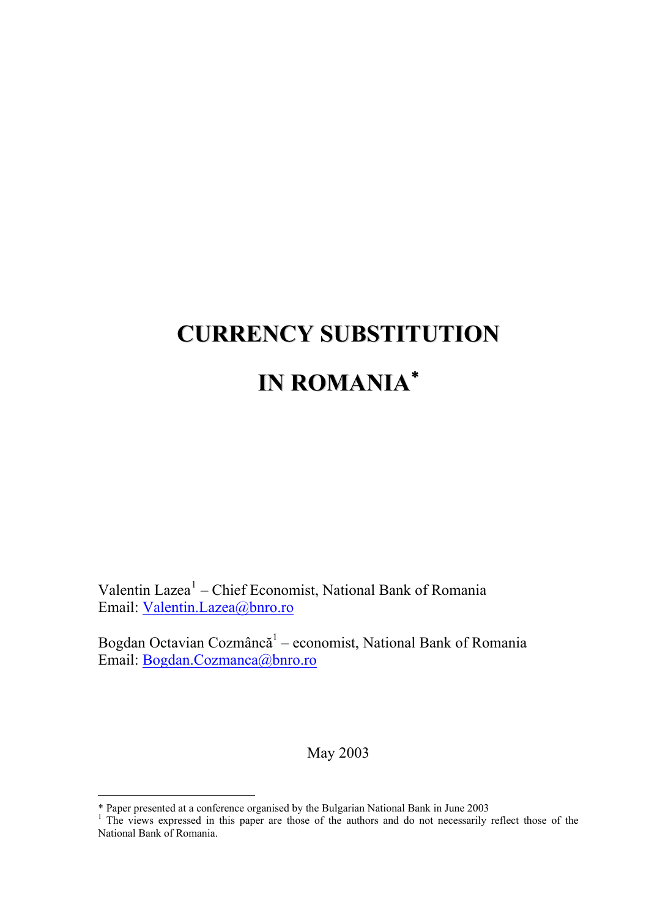# CURRENCY SUBSTITUTION

# IN ROMANIA*

Valentin Lazea[1] – Chief Economist, National Bank of Romania
Email: Valentin.Lazea@bnro.ro

Bogdan Octavian Cozmâncă[1] – economist, National Bank of Romania
Email: Bogdan.Cozmanca@bnro.ro

May 2003

---

* Paper presented at a conference organised by the Bulgarian National Bank in June 2003

[1] The views expressed in this paper are those of the authors and do not necessarily reflect those of the National Bank of Romania.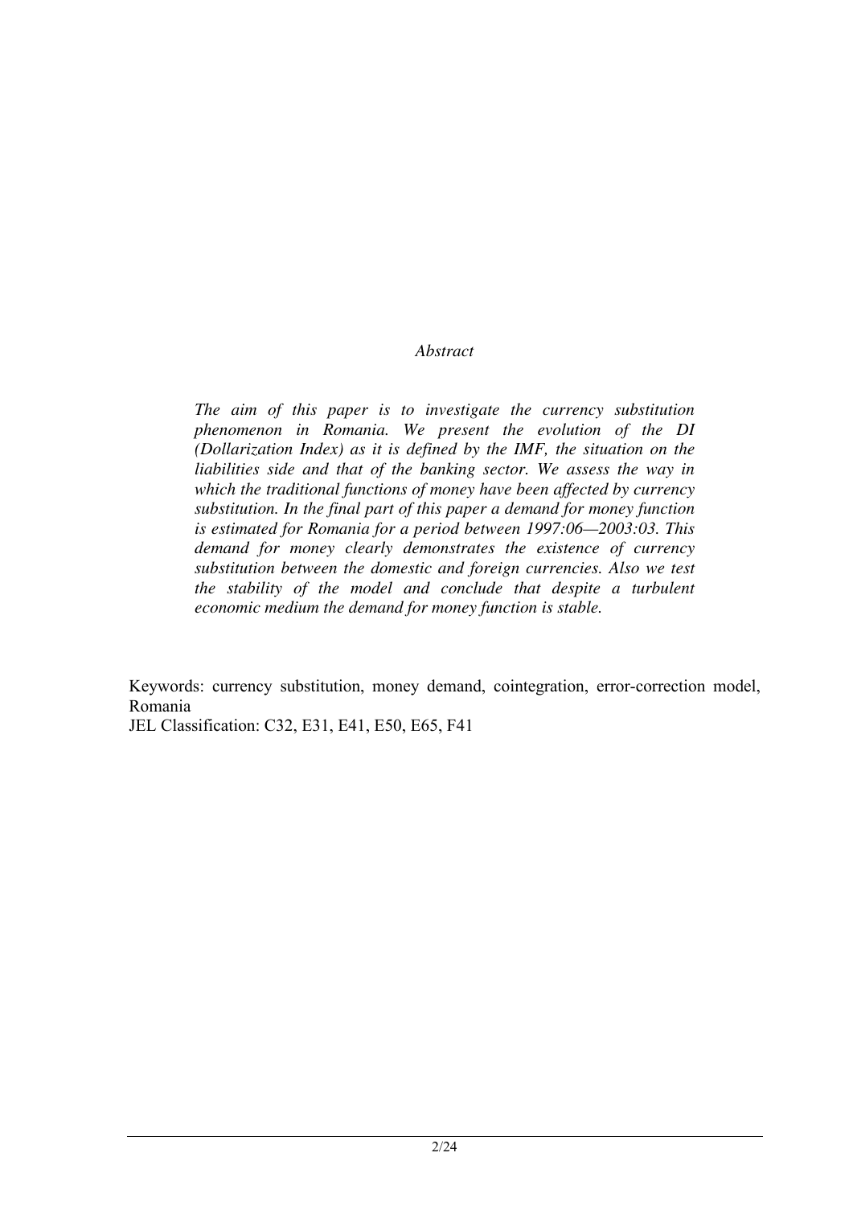*Abstract*

*The aim of this paper is to investigate the currency substitution phenomenon in Romania. We present the evolution of the DI (Dollarization Index) as it is defined by the IMF, the situation on the liabilities side and that of the banking sector. We assess the way in which the traditional functions of money have been affected by currency substitution. In the final part of this paper a demand for money function is estimated for Romania for a period between 1997:06—2003:03. This demand for money clearly demonstrates the existence of currency substitution between the domestic and foreign currencies. Also we test the stability of the model and conclude that despite a turbulent economic medium the demand for money function is stable.*

Keywords: currency substitution, money demand, cointegration, error-correction model, Romania

JEL Classification: C32, E31, E41, E50, E65, F41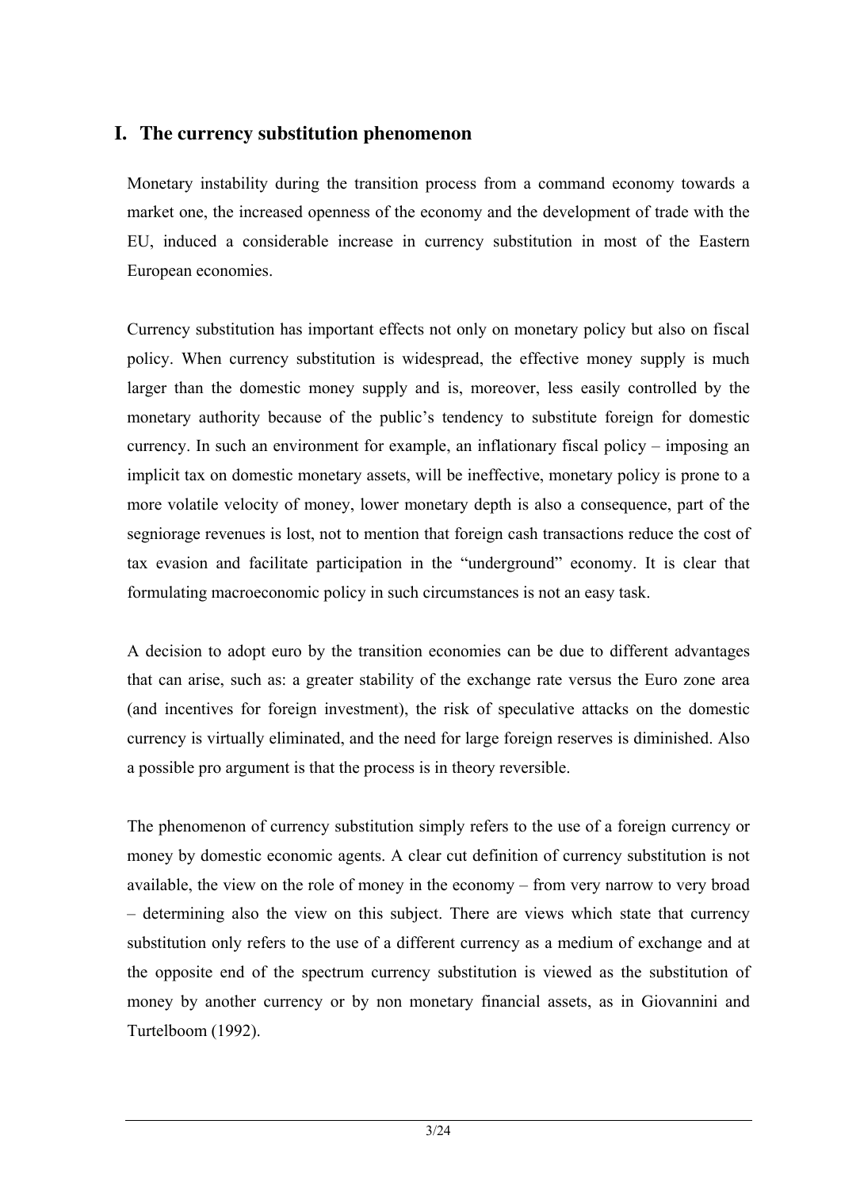# I. The currency substitution phenomenon

Monetary instability during the transition process from a command economy towards a market one, the increased openness of the economy and the development of trade with the EU, induced a considerable increase in currency substitution in most of the Eastern European economies.

Currency substitution has important effects not only on monetary policy but also on fiscal policy. When currency substitution is widespread, the effective money supply is much larger than the domestic money supply and is, moreover, less easily controlled by the monetary authority because of the public's tendency to substitute foreign for domestic currency. In such an environment for example, an inflationary fiscal policy – imposing an implicit tax on domestic monetary assets, will be ineffective, monetary policy is prone to a more volatile velocity of money, lower monetary depth is also a consequence, part of the segniorage revenues is lost, not to mention that foreign cash transactions reduce the cost of tax evasion and facilitate participation in the "underground" economy. It is clear that formulating macroeconomic policy in such circumstances is not an easy task.

A decision to adopt euro by the transition economies can be due to different advantages that can arise, such as: a greater stability of the exchange rate versus the Euro zone area (and incentives for foreign investment), the risk of speculative attacks on the domestic currency is virtually eliminated, and the need for large foreign reserves is diminished. Also a possible pro argument is that the process is in theory reversible.

The phenomenon of currency substitution simply refers to the use of a foreign currency or money by domestic economic agents. A clear cut definition of currency substitution is not available, the view on the role of money in the economy – from very narrow to very broad – determining also the view on this subject. There are views which state that currency substitution only refers to the use of a different currency as a medium of exchange and at the opposite end of the spectrum currency substitution is viewed as the substitution of money by another currency or by non monetary financial assets, as in Giovannini and Turtelboom (1992).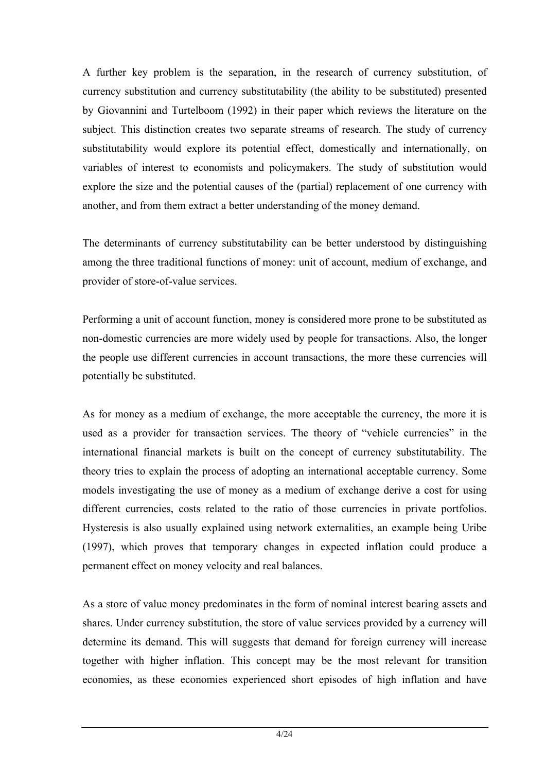A further key problem is the separation, in the research of currency substitution, of currency substitution and currency substitutability (the ability to be substituted) presented by Giovannini and Turtelboom (1992) in their paper which reviews the literature on the subject. This distinction creates two separate streams of research. The study of currency substitutability would explore its potential effect, domestically and internationally, on variables of interest to economists and policymakers. The study of substitution would explore the size and the potential causes of the (partial) replacement of one currency with another, and from them extract a better understanding of the money demand.

The determinants of currency substitutability can be better understood by distinguishing among the three traditional functions of money: unit of account, medium of exchange, and provider of store-of-value services.

Performing a unit of account function, money is considered more prone to be substituted as non-domestic currencies are more widely used by people for transactions. Also, the longer the people use different currencies in account transactions, the more these currencies will potentially be substituted.

As for money as a medium of exchange, the more acceptable the currency, the more it is used as a provider for transaction services. The theory of "vehicle currencies" in the international financial markets is built on the concept of currency substitutability. The theory tries to explain the process of adopting an international acceptable currency. Some models investigating the use of money as a medium of exchange derive a cost for using different currencies, costs related to the ratio of those currencies in private portfolios. Hysteresis is also usually explained using network externalities, an example being Uribe (1997), which proves that temporary changes in expected inflation could produce a permanent effect on money velocity and real balances.

As a store of value money predominates in the form of nominal interest bearing assets and shares. Under currency substitution, the store of value services provided by a currency will determine its demand. This will suggests that demand for foreign currency will increase together with higher inflation. This concept may be the most relevant for transition economies, as these economies experienced short episodes of high inflation and have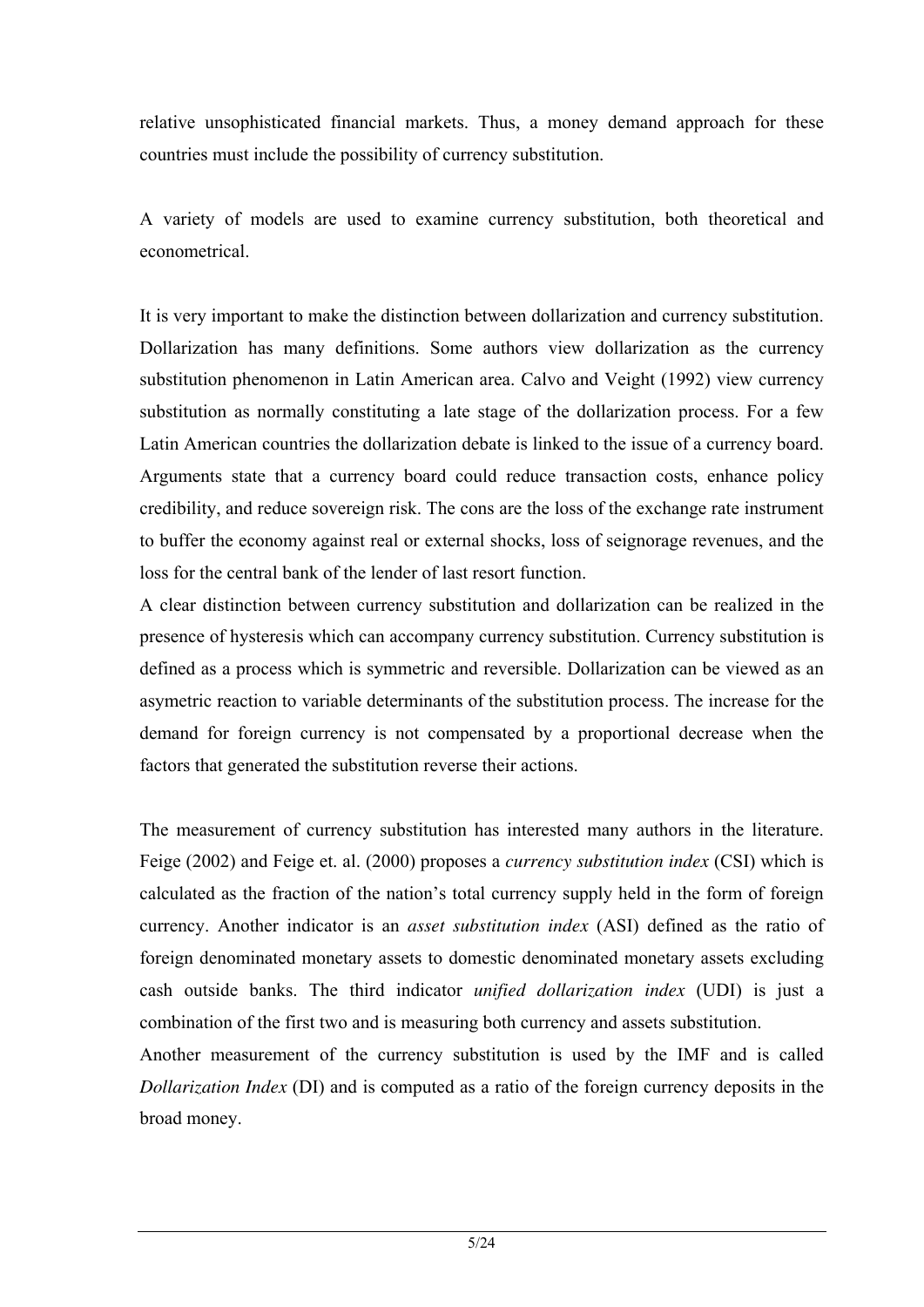relative unsophisticated financial markets. Thus, a money demand approach for these countries must include the possibility of currency substitution.

A variety of models are used to examine currency substitution, both theoretical and econometrical.

It is very important to make the distinction between dollarization and currency substitution. Dollarization has many definitions. Some authors view dollarization as the currency substitution phenomenon in Latin American area. Calvo and Veight (1992) view currency substitution as normally constituting a late stage of the dollarization process. For a few Latin American countries the dollarization debate is linked to the issue of a currency board. Arguments state that a currency board could reduce transaction costs, enhance policy credibility, and reduce sovereign risk. The cons are the loss of the exchange rate instrument to buffer the economy against real or external shocks, loss of seignorage revenues, and the loss for the central bank of the lender of last resort function.

A clear distinction between currency substitution and dollarization can be realized in the presence of hysteresis which can accompany currency substitution. Currency substitution is defined as a process which is symmetric and reversible. Dollarization can be viewed as an asymetric reaction to variable determinants of the substitution process. The increase for the demand for foreign currency is not compensated by a proportional decrease when the factors that generated the substitution reverse their actions.

The measurement of currency substitution has interested many authors in the literature. Feige (2002) and Feige et. al. (2000) proposes a *currency substitution index* (CSI) which is calculated as the fraction of the nation's total currency supply held in the form of foreign currency. Another indicator is an *asset substitution index* (ASI) defined as the ratio of foreign denominated monetary assets to domestic denominated monetary assets excluding cash outside banks. The third indicator *unified dollarization index* (UDI) is just a combination of the first two and is measuring both currency and assets substitution.

Another measurement of the currency substitution is used by the IMF and is called *Dollarization Index* (DI) and is computed as a ratio of the foreign currency deposits in the broad money.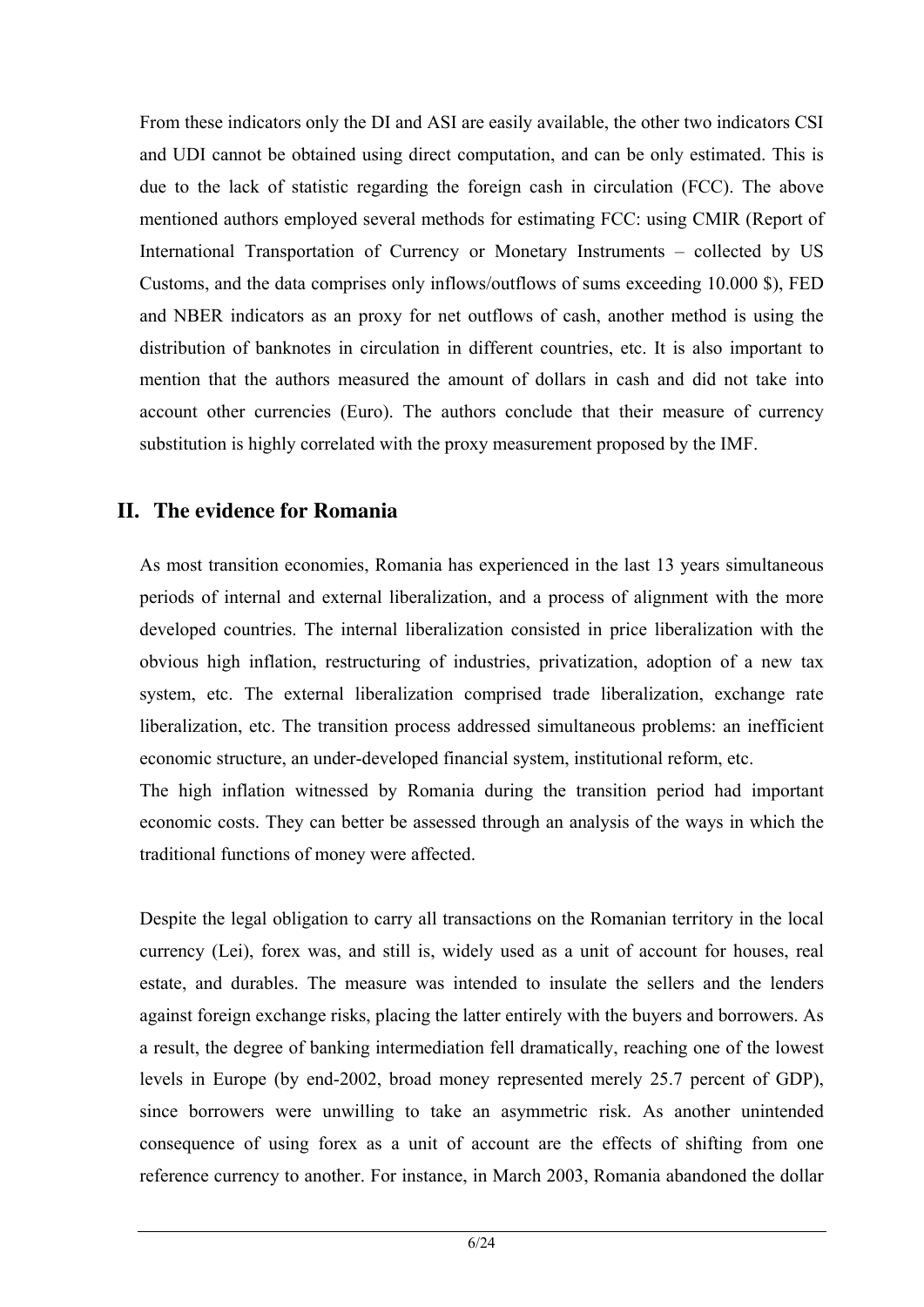From these indicators only the DI and ASI are easily available, the other two indicators CSI and UDI cannot be obtained using direct computation, and can be only estimated. This is due to the lack of statistic regarding the foreign cash in circulation (FCC). The above mentioned authors employed several methods for estimating FCC: using CMIR (Report of International Transportation of Currency or Monetary Instruments – collected by US Customs, and the data comprises only inflows/outflows of sums exceeding 10.000 $), FED and NBER indicators as an proxy for net outflows of cash, another method is using the distribution of banknotes in circulation in different countries, etc. It is also important to mention that the authors measured the amount of dollars in cash and did not take into account other currencies (Euro). The authors conclude that their measure of currency substitution is highly correlated with the proxy measurement proposed by the IMF.

## II. The evidence for Romania

As most transition economies, Romania has experienced in the last 13 years simultaneous periods of internal and external liberalization, and a process of alignment with the more developed countries. The internal liberalization consisted in price liberalization with the obvious high inflation, restructuring of industries, privatization, adoption of a new tax system, etc. The external liberalization comprised trade liberalization, exchange rate liberalization, etc. The transition process addressed simultaneous problems: an inefficient economic structure, an under-developed financial system, institutional reform, etc.

The high inflation witnessed by Romania during the transition period had important economic costs. They can better be assessed through an analysis of the ways in which the traditional functions of money were affected.

Despite the legal obligation to carry all transactions on the Romanian territory in the local currency (Lei), forex was, and still is, widely used as a unit of account for houses, real estate, and durables. The measure was intended to insulate the sellers and the lenders against foreign exchange risks, placing the latter entirely with the buyers and borrowers. As a result, the degree of banking intermediation fell dramatically, reaching one of the lowest levels in Europe (by end-2002, broad money represented merely 25.7 percent of GDP), since borrowers were unwilling to take an asymmetric risk. As another unintended consequence of using forex as a unit of account are the effects of shifting from one reference currency to another. For instance, in March 2003, Romania abandoned the dollar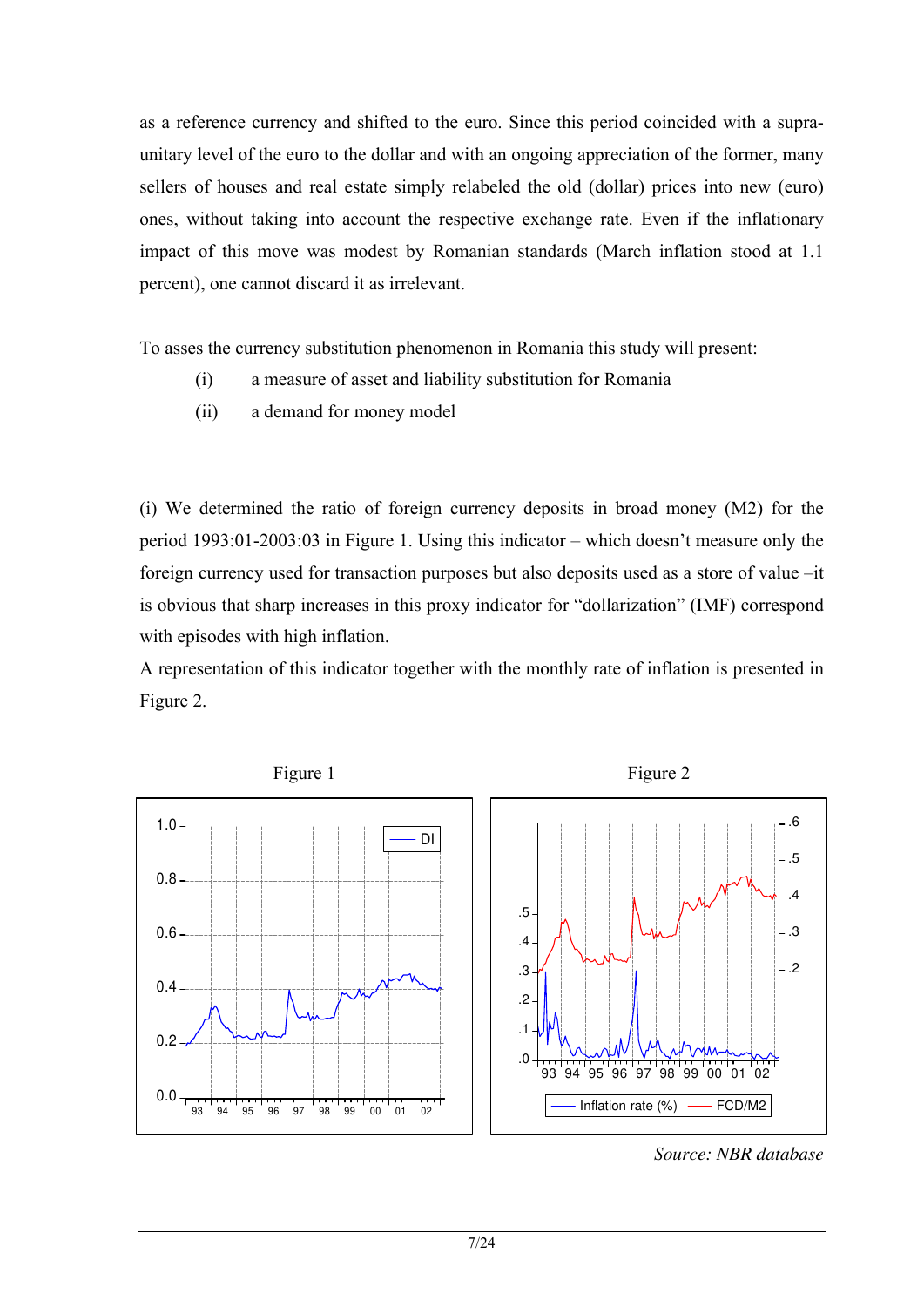as a reference currency and shifted to the euro. Since this period coincided with a supra-unitary level of the euro to the dollar and with an ongoing appreciation of the former, many sellers of houses and real estate simply relabeled the old (dollar) prices into new (euro) ones, without taking into account the respective exchange rate. Even if the inflationary impact of this move was modest by Romanian standards (March inflation stood at 1.1 percent), one cannot discard it as irrelevant.

To asses the currency substitution phenomenon in Romania this study will present:

(i) a measure of asset and liability substitution for Romania

(ii) a demand for money model

(i) We determined the ratio of foreign currency deposits in broad money (M2) for the period 1993:01-2003:03 in Figure 1. Using this indicator – which doesn't measure only the foreign currency used for transaction purposes but also deposits used as a store of value –it is obvious that sharp increases in this proxy indicator for "dollarization" (IMF) correspond with episodes with high inflation.

A representation of this indicator together with the monthly rate of inflation is presented in Figure 2.

Figure 1

Figure 2

*Source: NBR database*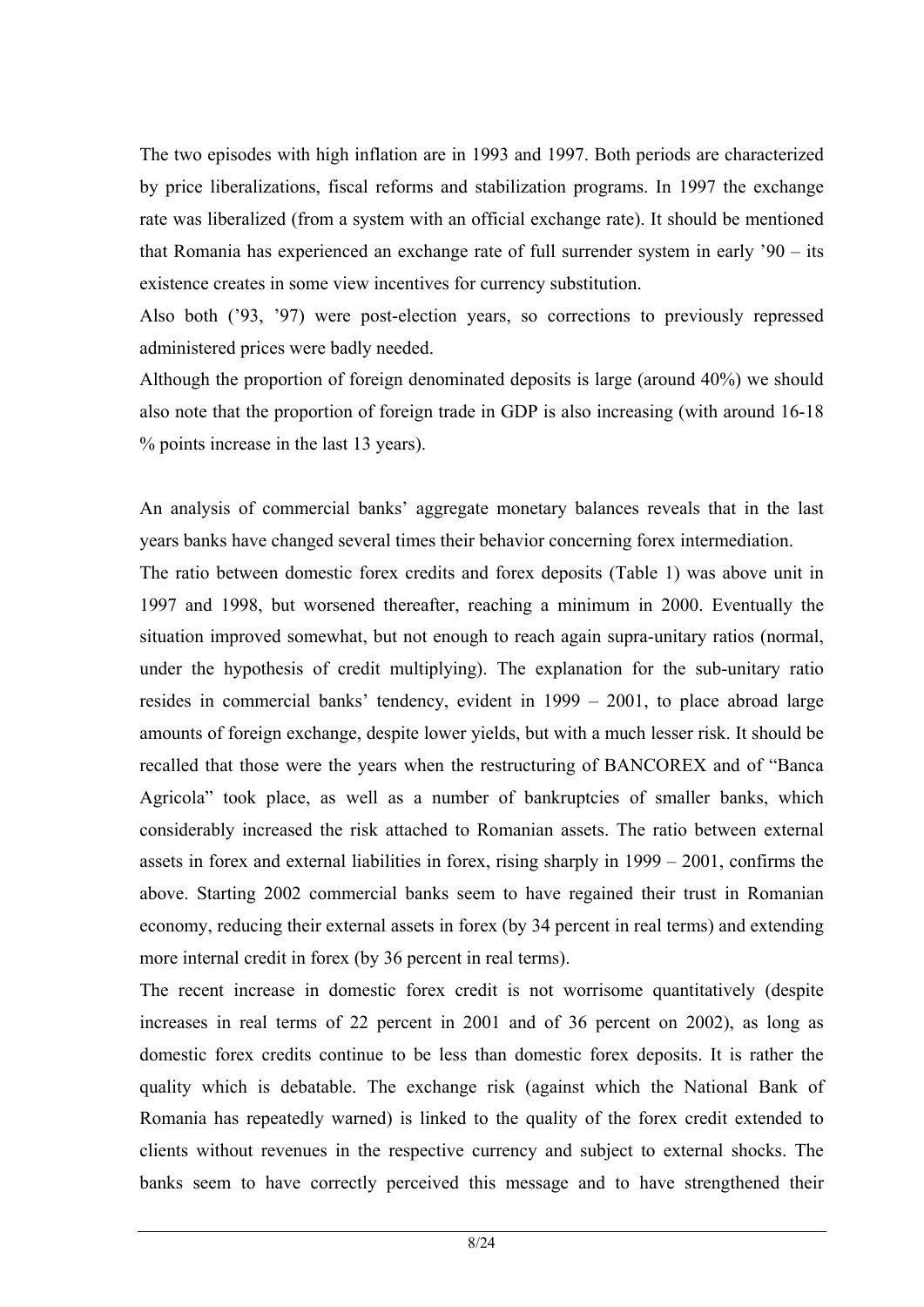The two episodes with high inflation are in 1993 and 1997. Both periods are characterized by price liberalizations, fiscal reforms and stabilization programs. In 1997 the exchange rate was liberalized (from a system with an official exchange rate). It should be mentioned that Romania has experienced an exchange rate of full surrender system in early '90 – its existence creates in some view incentives for currency substitution.

Also both ('93, '97) were post-election years, so corrections to previously repressed administered prices were badly needed.

Although the proportion of foreign denominated deposits is large (around 40%) we should also note that the proportion of foreign trade in GDP is also increasing (with around 16-18 % points increase in the last 13 years).

An analysis of commercial banks' aggregate monetary balances reveals that in the last years banks have changed several times their behavior concerning forex intermediation.

The ratio between domestic forex credits and forex deposits (Table 1) was above unit in 1997 and 1998, but worsened thereafter, reaching a minimum in 2000. Eventually the situation improved somewhat, but not enough to reach again supra-unitary ratios (normal, under the hypothesis of credit multiplying). The explanation for the sub-unitary ratio resides in commercial banks' tendency, evident in 1999 – 2001, to place abroad large amounts of foreign exchange, despite lower yields, but with a much lesser risk. It should be recalled that those were the years when the restructuring of BANCOREX and of "Banca Agricola" took place, as well as a number of bankruptcies of smaller banks, which considerably increased the risk attached to Romanian assets. The ratio between external assets in forex and external liabilities in forex, rising sharply in 1999 – 2001, confirms the above. Starting 2002 commercial banks seem to have regained their trust in Romanian economy, reducing their external assets in forex (by 34 percent in real terms) and extending more internal credit in forex (by 36 percent in real terms).

The recent increase in domestic forex credit is not worrisome quantitatively (despite increases in real terms of 22 percent in 2001 and of 36 percent on 2002), as long as domestic forex credits continue to be less than domestic forex deposits. It is rather the quality which is debatable. The exchange risk (against which the National Bank of Romania has repeatedly warned) is linked to the quality of the forex credit extended to clients without revenues in the respective currency and subject to external shocks. The banks seem to have correctly perceived this message and to have strengthened their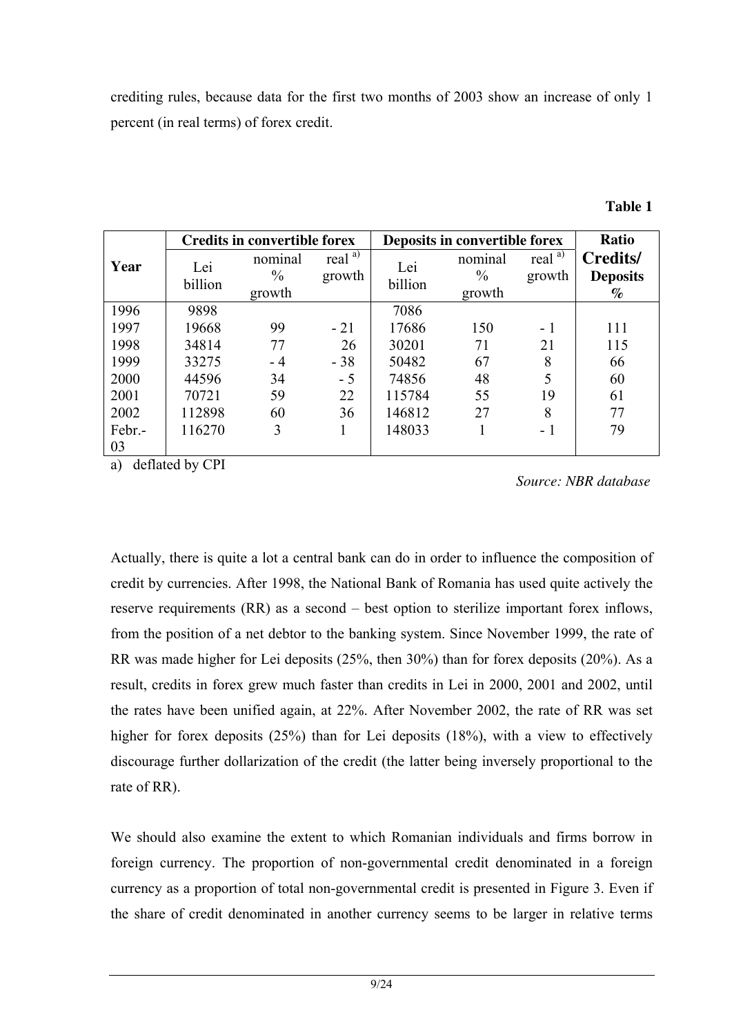crediting rules, because data for the first two months of 2003 show an increase of only 1 percent (in real terms) of forex credit.

**Table 1**

| Year | Credits in convertible forex | | | Deposits in convertible forex | | | Ratio |
|---|---|---|---|---|---|---|---|
| | Lei billion | nominal % growth | real [a)] growth | Lei billion | nominal % growth | real [a)] growth | **Credits/ Deposits %** |
| 1996 | 9898 | | | 7086 | | | |
| 1997 | 19668 | 99 | - 21 | 17686 | 150 | - 1 | 111 |
| 1998 | 34814 | 77 | 26 | 30201 | 71 | 21 | 115 |
| 1999 | 33275 | - 4 | - 38 | 50482 | 67 | 8 | 66 |
| 2000 | 44596 | 34 | - 5 | 74856 | 48 | 5 | 60 |
| 2001 | 70721 | 59 | 22 | 115784 | 55 | 19 | 61 |
| 2002 | 112898 | 60 | 36 | 146812 | 27 | 8 | 77 |
| Febr.-03 | 116270 | 3 | 1 | 148033 | 1 | - 1 | 79 |

a) deflated by CPI

*Source: NBR database*

Actually, there is quite a lot a central bank can do in order to influence the composition of credit by currencies. After 1998, the National Bank of Romania has used quite actively the reserve requirements (RR) as a second – best option to sterilize important forex inflows, from the position of a net debtor to the banking system. Since November 1999, the rate of RR was made higher for Lei deposits (25%, then 30%) than for forex deposits (20%). As a result, credits in forex grew much faster than credits in Lei in 2000, 2001 and 2002, until the rates have been unified again, at 22%. After November 2002, the rate of RR was set higher for forex deposits (25%) than for Lei deposits (18%), with a view to effectively discourage further dollarization of the credit (the latter being inversely proportional to the rate of RR).

We should also examine the extent to which Romanian individuals and firms borrow in foreign currency. The proportion of non-governmental credit denominated in a foreign currency as a proportion of total non-governmental credit is presented in Figure 3. Even if the share of credit denominated in another currency seems to be larger in relative terms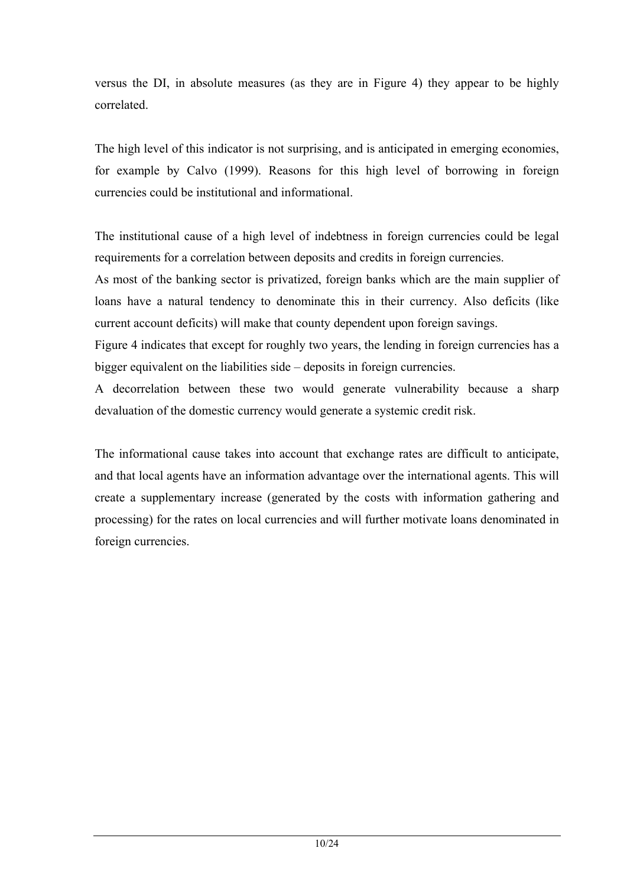versus the DI, in absolute measures (as they are in Figure 4) they appear to be highly correlated.

The high level of this indicator is not surprising, and is anticipated in emerging economies, for example by Calvo (1999). Reasons for this high level of borrowing in foreign currencies could be institutional and informational.

The institutional cause of a high level of indebtness in foreign currencies could be legal requirements for a correlation between deposits and credits in foreign currencies.
As most of the banking sector is privatized, foreign banks which are the main supplier of loans have a natural tendency to denominate this in their currency. Also deficits (like current account deficits) will make that county dependent upon foreign savings.
Figure 4 indicates that except for roughly two years, the lending in foreign currencies has a bigger equivalent on the liabilities side – deposits in foreign currencies.
A decorrelation between these two would generate vulnerability because a sharp devaluation of the domestic currency would generate a systemic credit risk.

The informational cause takes into account that exchange rates are difficult to anticipate, and that local agents have an information advantage over the international agents. This will create a supplementary increase (generated by the costs with information gathering and processing) for the rates on local currencies and will further motivate loans denominated in foreign currencies.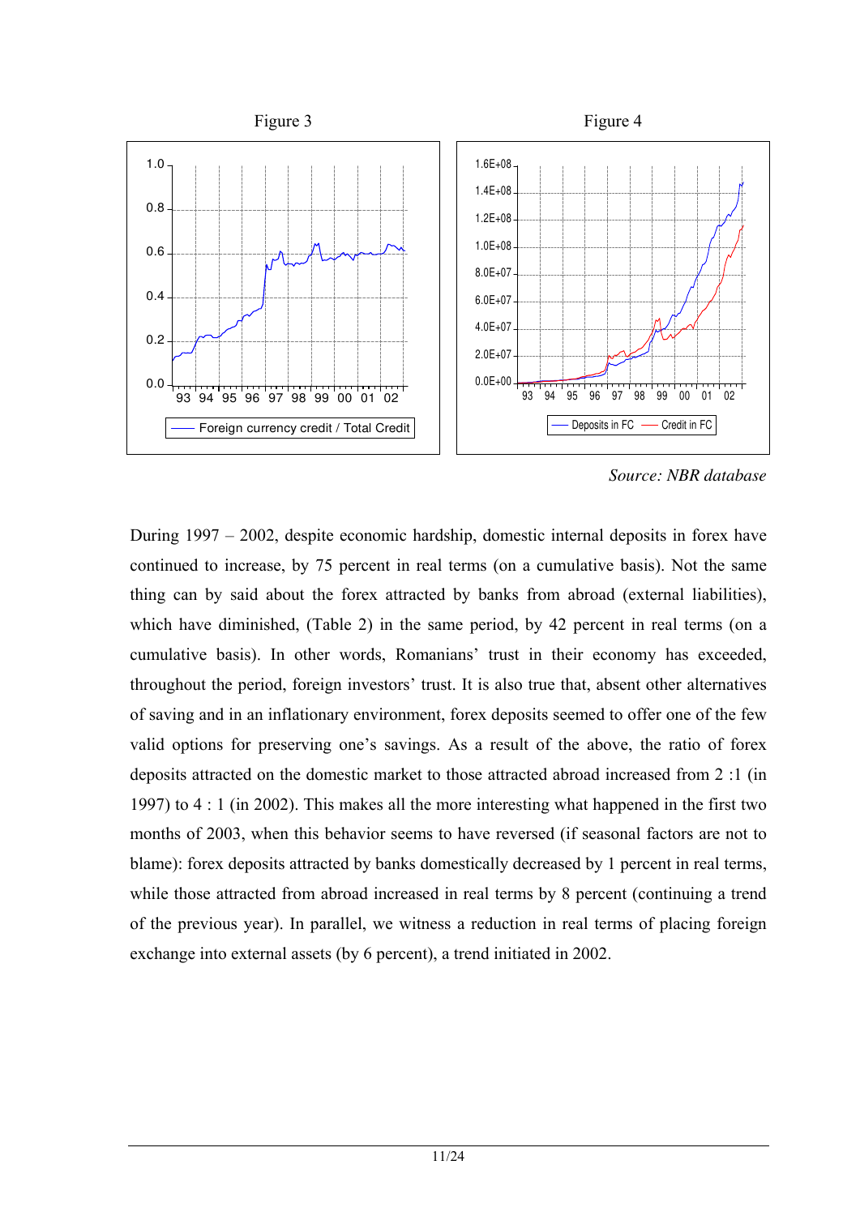Figure 3

Figure 4

Source: NBR database

During 1997 – 2002, despite economic hardship, domestic internal deposits in forex have continued to increase, by 75 percent in real terms (on a cumulative basis). Not the same thing can by said about the forex attracted by banks from abroad (external liabilities), which have diminished, (Table 2) in the same period, by 42 percent in real terms (on a cumulative basis). In other words, Romanians' trust in their economy has exceeded, throughout the period, foreign investors' trust. It is also true that, absent other alternatives of saving and in an inflationary environment, forex deposits seemed to offer one of the few valid options for preserving one's savings. As a result of the above, the ratio of forex deposits attracted on the domestic market to those attracted abroad increased from 2 :1 (in 1997) to 4 : 1 (in 2002). This makes all the more interesting what happened in the first two months of 2003, when this behavior seems to have reversed (if seasonal factors are not to blame): forex deposits attracted by banks domestically decreased by 1 percent in real terms, while those attracted from abroad increased in real terms by 8 percent (continuing a trend of the previous year). In parallel, we witness a reduction in real terms of placing foreign exchange into external assets (by 6 percent), a trend initiated in 2002.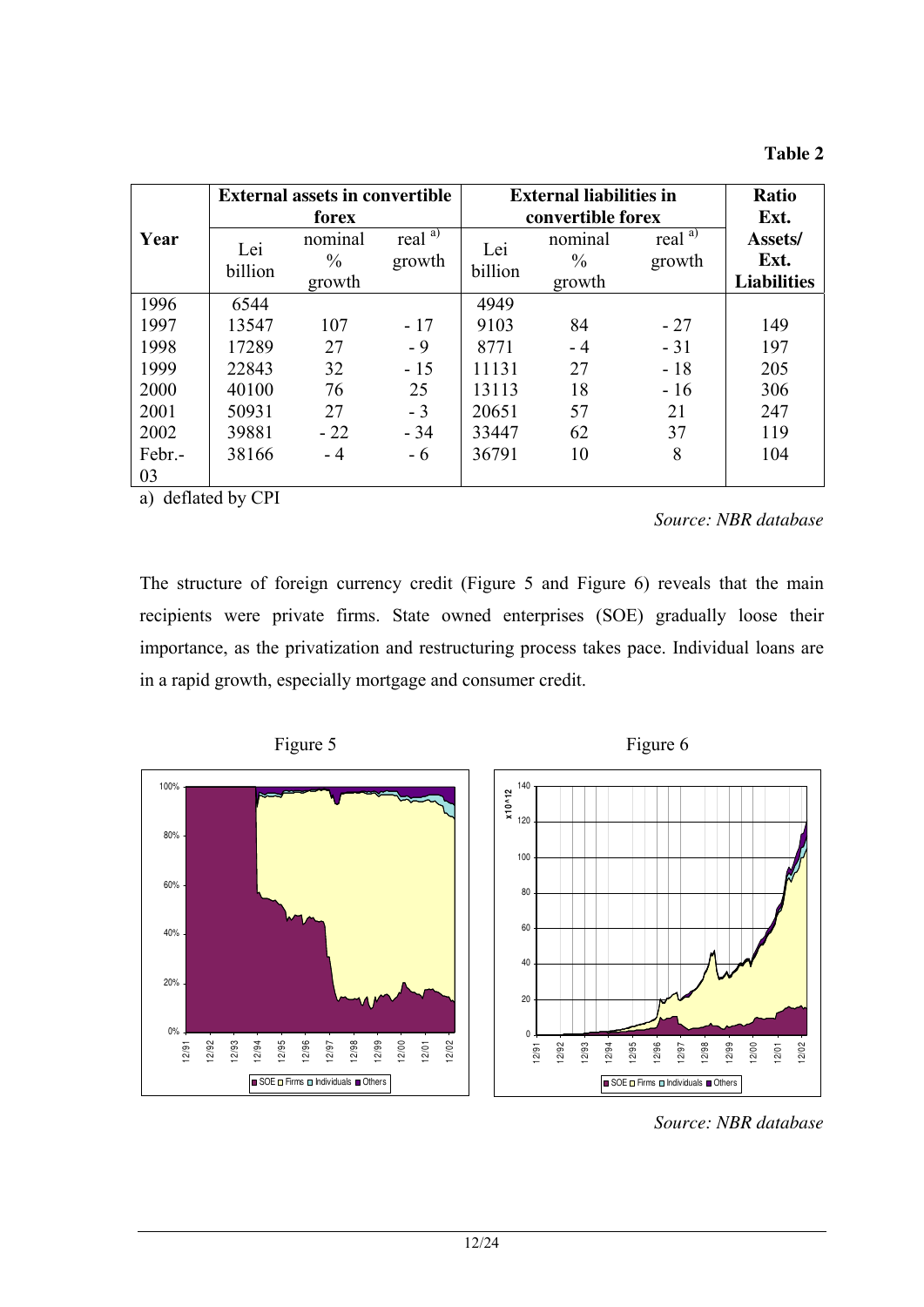**Table 2**

| Year | External assets in convertible forex | | | External liabilities in convertible forex | | | Ratio Ext. Assets/ Ext. Liabilities |
|---|---|---|---|---|---|---|---|
| | Lei billion | nominal % growth | real [a)] growth | Lei billion | nominal % growth | real [a)] growth | |
| 1996 | 6544 | | | 4949 | | | |
| 1997 | 13547 | 107 | - 17 | 9103 | 84 | - 27 | 149 |
| 1998 | 17289 | 27 | - 9 | 8771 | - 4 | - 31 | 197 |
| 1999 | 22843 | 32 | - 15 | 11131 | 27 | - 18 | 205 |
| 2000 | 40100 | 76 | 25 | 13113 | 18 | - 16 | 306 |
| 2001 | 50931 | 27 | - 3 | 20651 | 57 | 21 | 247 |
| 2002 | 39881 | - 22 | - 34 | 33447 | 62 | 37 | 119 |
| Febr.-03 | 38166 | - 4 | - 6 | 36791 | 10 | 8 | 104 |

a) deflated by CPI

*Source: NBR database*

The structure of foreign currency credit (Figure 5 and Figure 6) reveals that the main recipients were private firms. State owned enterprises (SOE) gradually loose their importance, as the privatization and restructuring process takes pace. Individual loans are in a rapid growth, especially mortgage and consumer credit.

Figure 5

Figure 6

*Source: NBR database*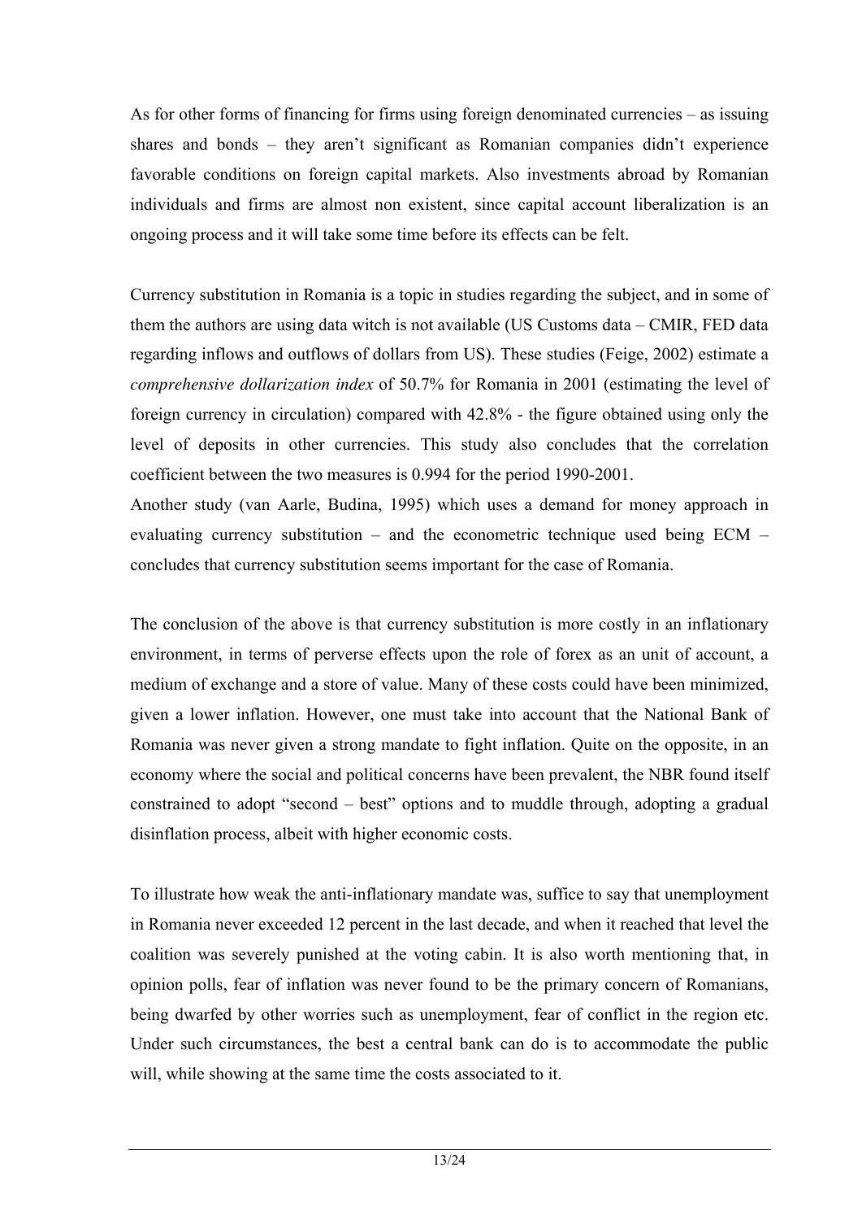As for other forms of financing for firms using foreign denominated currencies – as issuing shares and bonds – they aren't significant as Romanian companies didn't experience favorable conditions on foreign capital markets. Also investments abroad by Romanian individuals and firms are almost non existent, since capital account liberalization is an ongoing process and it will take some time before its effects can be felt.

Currency substitution in Romania is a topic in studies regarding the subject, and in some of them the authors are using data witch is not available (US Customs data – CMIR, FED data regarding inflows and outflows of dollars from US). These studies (Feige, 2002) estimate a *comprehensive dollarization index* of 50.7% for Romania in 2001 (estimating the level of foreign currency in circulation) compared with 42.8% - the figure obtained using only the level of deposits in other currencies. This study also concludes that the correlation coefficient between the two measures is 0.994 for the period 1990-2001.
Another study (van Aarle, Budina, 1995) which uses a demand for money approach in evaluating currency substitution – and the econometric technique used being ECM – concludes that currency substitution seems important for the case of Romania.

The conclusion of the above is that currency substitution is more costly in an inflationary environment, in terms of perverse effects upon the role of forex as an unit of account, a medium of exchange and a store of value. Many of these costs could have been minimized, given a lower inflation. However, one must take into account that the National Bank of Romania was never given a strong mandate to fight inflation. Quite on the opposite, in an economy where the social and political concerns have been prevalent, the NBR found itself constrained to adopt "second – best" options and to muddle through, adopting a gradual disinflation process, albeit with higher economic costs.

To illustrate how weak the anti-inflationary mandate was, suffice to say that unemployment in Romania never exceeded 12 percent in the last decade, and when it reached that level the coalition was severely punished at the voting cabin. It is also worth mentioning that, in opinion polls, fear of inflation was never found to be the primary concern of Romanians, being dwarfed by other worries such as unemployment, fear of conflict in the region etc. Under such circumstances, the best a central bank can do is to accommodate the public will, while showing at the same time the costs associated to it.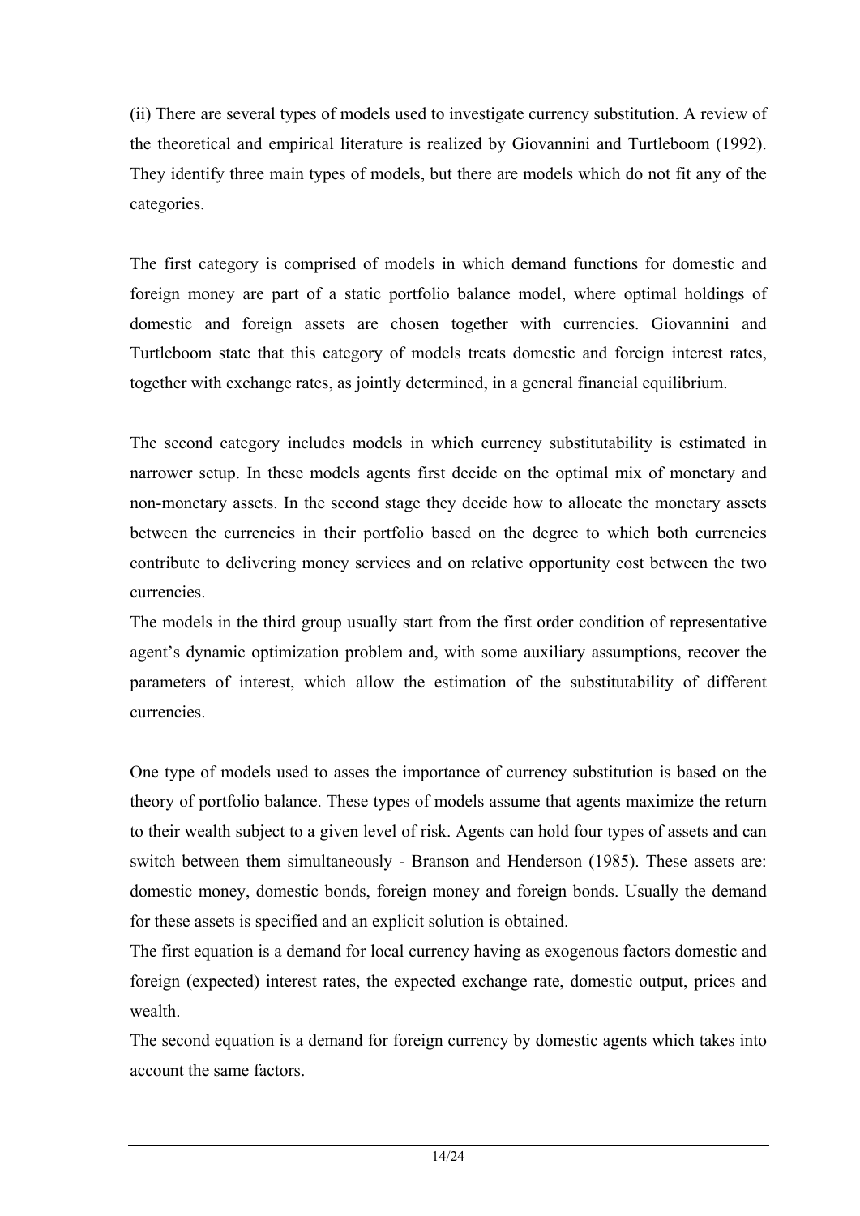(ii) There are several types of models used to investigate currency substitution. A review of the theoretical and empirical literature is realized by Giovannini and Turtleboom (1992). They identify three main types of models, but there are models which do not fit any of the categories.

The first category is comprised of models in which demand functions for domestic and foreign money are part of a static portfolio balance model, where optimal holdings of domestic and foreign assets are chosen together with currencies. Giovannini and Turtleboom state that this category of models treats domestic and foreign interest rates, together with exchange rates, as jointly determined, in a general financial equilibrium.

The second category includes models in which currency substitutability is estimated in narrower setup. In these models agents first decide on the optimal mix of monetary and non-monetary assets. In the second stage they decide how to allocate the monetary assets between the currencies in their portfolio based on the degree to which both currencies contribute to delivering money services and on relative opportunity cost between the two currencies.

The models in the third group usually start from the first order condition of representative agent's dynamic optimization problem and, with some auxiliary assumptions, recover the parameters of interest, which allow the estimation of the substitutability of different currencies.

One type of models used to asses the importance of currency substitution is based on the theory of portfolio balance. These types of models assume that agents maximize the return to their wealth subject to a given level of risk. Agents can hold four types of assets and can switch between them simultaneously - Branson and Henderson (1985). These assets are: domestic money, domestic bonds, foreign money and foreign bonds. Usually the demand for these assets is specified and an explicit solution is obtained.

The first equation is a demand for local currency having as exogenous factors domestic and foreign (expected) interest rates, the expected exchange rate, domestic output, prices and wealth.

The second equation is a demand for foreign currency by domestic agents which takes into account the same factors.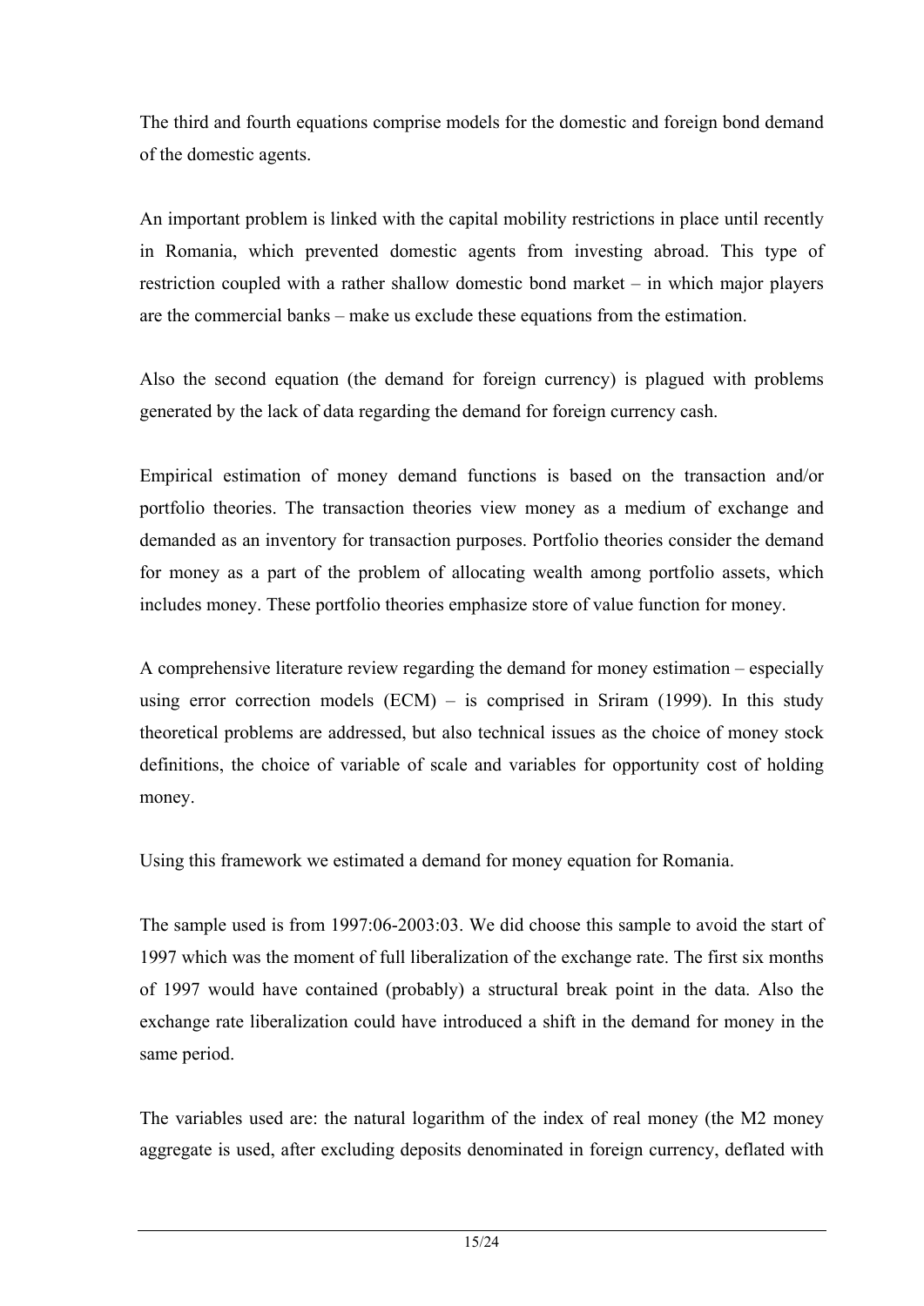The third and fourth equations comprise models for the domestic and foreign bond demand of the domestic agents.

An important problem is linked with the capital mobility restrictions in place until recently in Romania, which prevented domestic agents from investing abroad. This type of restriction coupled with a rather shallow domestic bond market – in which major players are the commercial banks – make us exclude these equations from the estimation.

Also the second equation (the demand for foreign currency) is plagued with problems generated by the lack of data regarding the demand for foreign currency cash.

Empirical estimation of money demand functions is based on the transaction and/or portfolio theories. The transaction theories view money as a medium of exchange and demanded as an inventory for transaction purposes. Portfolio theories consider the demand for money as a part of the problem of allocating wealth among portfolio assets, which includes money. These portfolio theories emphasize store of value function for money.

A comprehensive literature review regarding the demand for money estimation – especially using error correction models (ECM) – is comprised in Sriram (1999). In this study theoretical problems are addressed, but also technical issues as the choice of money stock definitions, the choice of variable of scale and variables for opportunity cost of holding money.

Using this framework we estimated a demand for money equation for Romania.

The sample used is from 1997:06-2003:03. We did choose this sample to avoid the start of 1997 which was the moment of full liberalization of the exchange rate. The first six months of 1997 would have contained (probably) a structural break point in the data. Also the exchange rate liberalization could have introduced a shift in the demand for money in the same period.

The variables used are: the natural logarithm of the index of real money (the M2 money aggregate is used, after excluding deposits denominated in foreign currency, deflated with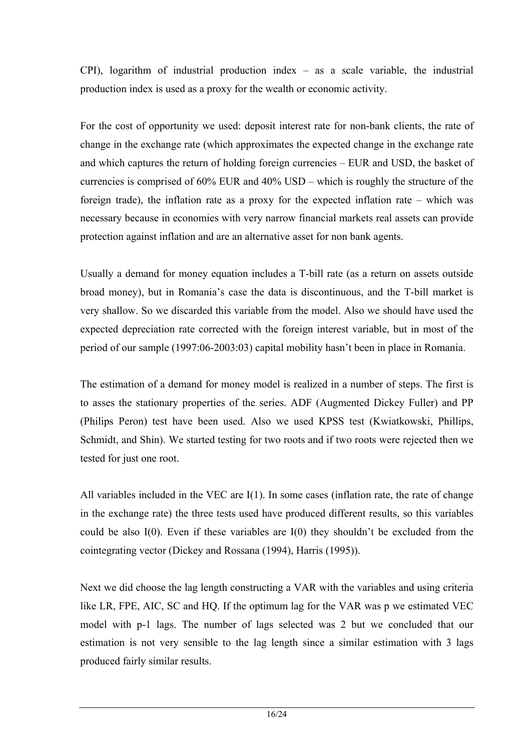CPI), logarithm of industrial production index – as a scale variable, the industrial production index is used as a proxy for the wealth or economic activity.

For the cost of opportunity we used: deposit interest rate for non-bank clients, the rate of change in the exchange rate (which approximates the expected change in the exchange rate and which captures the return of holding foreign currencies – EUR and USD, the basket of currencies is comprised of 60% EUR and 40% USD – which is roughly the structure of the foreign trade), the inflation rate as a proxy for the expected inflation rate – which was necessary because in economies with very narrow financial markets real assets can provide protection against inflation and are an alternative asset for non bank agents.

Usually a demand for money equation includes a T-bill rate (as a return on assets outside broad money), but in Romania's case the data is discontinuous, and the T-bill market is very shallow. So we discarded this variable from the model. Also we should have used the expected depreciation rate corrected with the foreign interest variable, but in most of the period of our sample (1997:06-2003:03) capital mobility hasn't been in place in Romania.

The estimation of a demand for money model is realized in a number of steps. The first is to asses the stationary properties of the series. ADF (Augmented Dickey Fuller) and PP (Philips Peron) test have been used. Also we used KPSS test (Kwiatkowski, Phillips, Schmidt, and Shin). We started testing for two roots and if two roots were rejected then we tested for just one root.

All variables included in the VEC are I(1). In some cases (inflation rate, the rate of change in the exchange rate) the three tests used have produced different results, so this variables could be also I(0). Even if these variables are I(0) they shouldn't be excluded from the cointegrating vector (Dickey and Rossana (1994), Harris (1995)).

Next we did choose the lag length constructing a VAR with the variables and using criteria like LR, FPE, AIC, SC and HQ. If the optimum lag for the VAR was p we estimated VEC model with p-1 lags. The number of lags selected was 2 but we concluded that our estimation is not very sensible to the lag length since a similar estimation with 3 lags produced fairly similar results.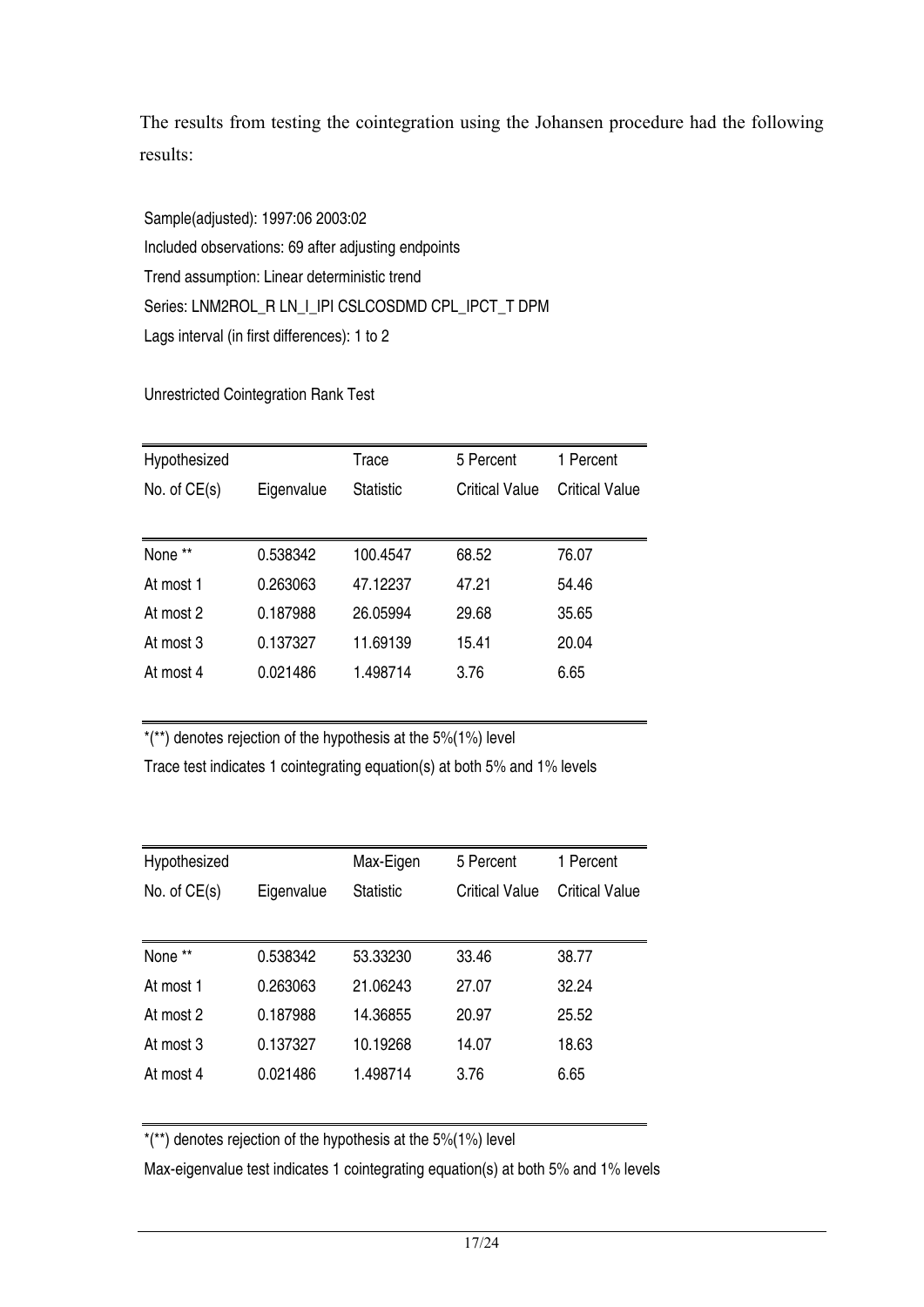The results from testing the cointegration using the Johansen procedure had the following results:

Sample(adjusted): 1997:06 2003:02

Included observations: 69 after adjusting endpoints

Trend assumption: Linear deterministic trend

Series: LNM2ROL_R LN_I_IPI CSLCOSDMD CPL_IPCT_T DPM

Lags interval (in first differences): 1 to 2

Unrestricted Cointegration Rank Test

| Hypothesized No. of CE(s) | Eigenvalue | Trace Statistic | 5 Percent Critical Value | 1 Percent Critical Value |
|---|---|---|---|---|
| None ** | 0.538342 | 100.4547 | 68.52 | 76.07 |
| At most 1 | 0.263063 | 47.12237 | 47.21 | 54.46 |
| At most 2 | 0.187988 | 26.05994 | 29.68 | 35.65 |
| At most 3 | 0.137327 | 11.69139 | 15.41 | 20.04 |
| At most 4 | 0.021486 | 1.498714 | 3.76 | 6.65 |

*(**) denotes rejection of the hypothesis at the 5%(1%) level

Trace test indicates 1 cointegrating equation(s) at both 5% and 1% levels

| Hypothesized No. of CE(s) | Eigenvalue | Max-Eigen Statistic | 5 Percent Critical Value | 1 Percent Critical Value |
|---|---|---|---|---|
| None ** | 0.538342 | 53.33230 | 33.46 | 38.77 |
| At most 1 | 0.263063 | 21.06243 | 27.07 | 32.24 |
| At most 2 | 0.187988 | 14.36855 | 20.97 | 25.52 |
| At most 3 | 0.137327 | 10.19268 | 14.07 | 18.63 |
| At most 4 | 0.021486 | 1.498714 | 3.76 | 6.65 |

*(**) denotes rejection of the hypothesis at the 5%(1%) level

Max-eigenvalue test indicates 1 cointegrating equation(s) at both 5% and 1% levels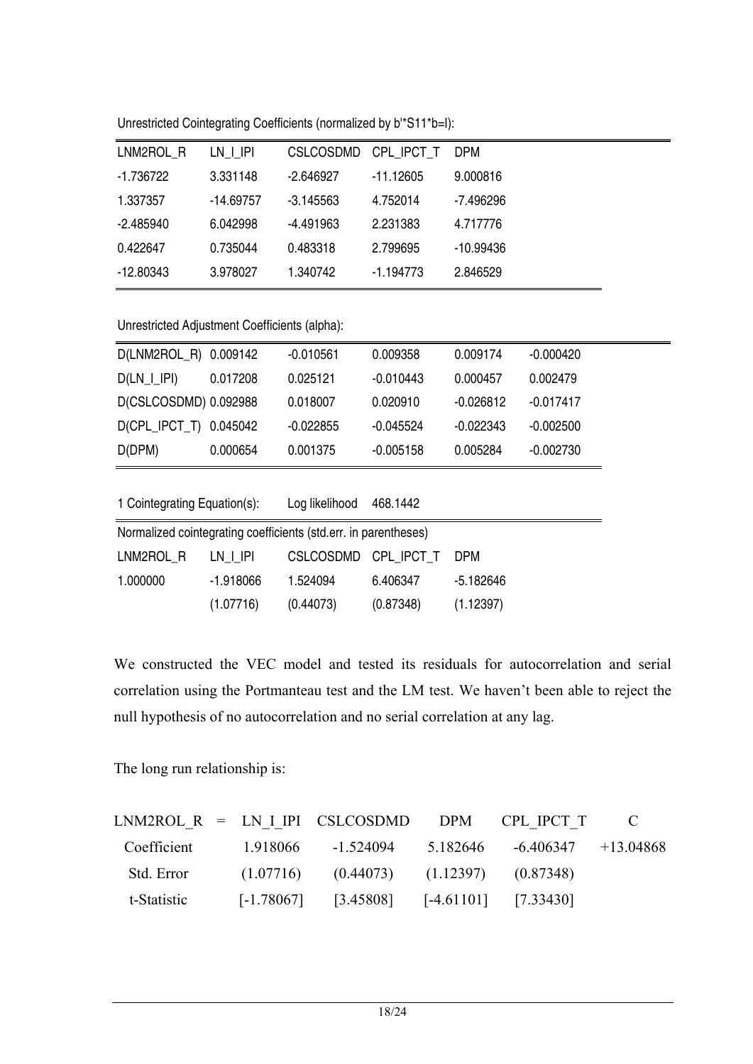Unrestricted Cointegrating Coefficients (normalized by b'*S11*b=I):

| LNM2ROL_R | LN_I_IPI | CSLCOSDMD | CPL_IPCT_T | DPM |
|---|---|---|---|---|
| -1.736722 | 3.331148 | -2.646927 | -11.12605 | 9.000816 |
| 1.337357 | -14.69757 | -3.145563 | 4.752014 | -7.496296 |
| -2.485940 | 6.042998 | -4.491963 | 2.231383 | 4.717776 |
| 0.422647 | 0.735044 | 0.483318 | 2.799695 | -10.99436 |
| -12.80343 | 3.978027 | 1.340742 | -1.194773 | 2.846529 |

Unrestricted Adjustment Coefficients (alpha):

| | | | | | |
|---|---|---|---|---|---|
| D(LNM2ROL_R) | 0.009142 | -0.010561 | 0.009358 | 0.009174 | -0.000420 |
| D(LN_I_IPI) | 0.017208 | 0.025121 | -0.010443 | 0.000457 | 0.002479 |
| D(CSLCOSDMD) | 0.092988 | 0.018007 | 0.020910 | -0.026812 | -0.017417 |
| D(CPL_IPCT_T) | 0.045042 | -0.022855 | -0.045524 | -0.022343 | -0.002500 |
| D(DPM) | 0.000654 | 0.001375 | -0.005158 | 0.005284 | -0.002730 |

1 Cointegrating Equation(s): Log likelihood 468.1442

Normalized cointegrating coefficients (std.err. in parentheses)

| LNM2ROL_R | LN_I_IPI | CSLCOSDMD | CPL_IPCT_T | DPM |
|---|---|---|---|---|
| 1.000000 | -1.918066 | 1.524094 | 6.406347 | -5.182646 |
| | (1.07716) | (0.44073) | (0.87348) | (1.12397) |

We constructed the VEC model and tested its residuals for autocorrelation and serial correlation using the Portmanteau test and the LM test. We haven't been able to reject the null hypothesis of no autocorrelation and no serial correlation at any lag.

The long run relationship is:

| LNM2ROL_R = | LN_I_IPI | CSLCOSDMD | DPM | CPL_IPCT_T | C |
|---|---|---|---|---|---|
| Coefficient | 1.918066 | -1.524094 | 5.182646 | -6.406347 | +13.04868 |
| Std. Error | (1.07716) | (0.44073) | (1.12397) | (0.87348) | |
| t-Statistic | [-1.78067] | [3.45808] | [-4.61101] | [7.33430] | |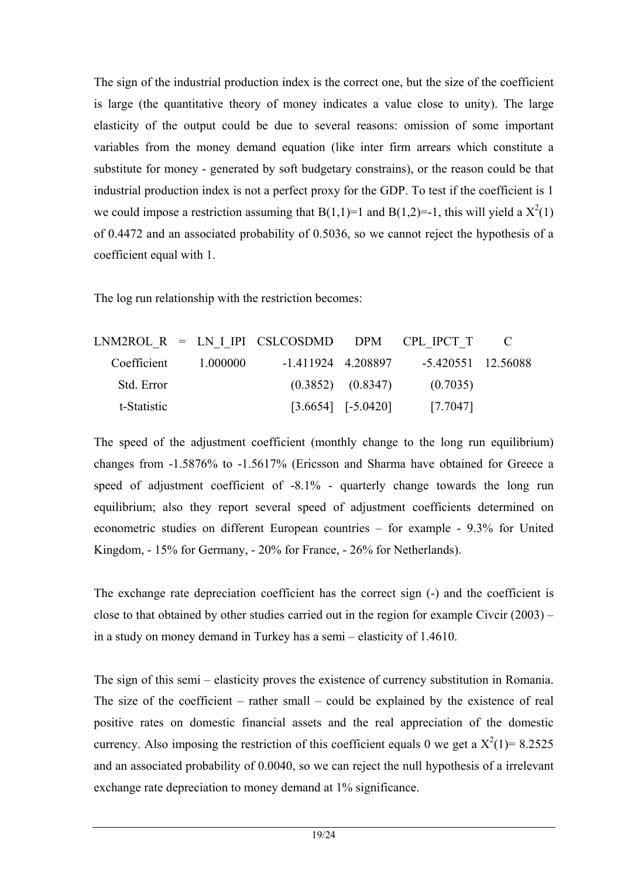The sign of the industrial production index is the correct one, but the size of the coefficient is large (the quantitative theory of money indicates a value close to unity). The large elasticity of the output could be due to several reasons: omission of some important variables from the money demand equation (like inter firm arrears which constitute a substitute for money - generated by soft budgetary constrains), or the reason could be that industrial production index is not a perfect proxy for the GDP. To test if the coefficient is 1 we could impose a restriction assuming that B(1,1)=1 and B(1,2)=-1, this will yield a $X^2(1)$ of 0.4472 and an associated probability of 0.5036, so we cannot reject the hypothesis of a coefficient equal with 1.

The log run relationship with the restriction becomes:

| LNM2ROL_R = | LN_I_IPI | CSLCOSDMD | DPM | CPL_IPCT_T | C |
|---|---|---|---|---|---|
| Coefficient | 1.000000 | -1.411924 | 4.208897 | -5.420551 | 12.56088 |
| Std. Error | | (0.3852) | (0.8347) | (0.7035) | |
| t-Statistic | | [3.6654] | [-5.0420] | [7.7047] | |

The speed of the adjustment coefficient (monthly change to the long run equilibrium) changes from -1.5876% to -1.5617% (Ericsson and Sharma have obtained for Greece a speed of adjustment coefficient of -8.1% - quarterly change towards the long run equilibrium; also they report several speed of adjustment coefficients determined on econometric studies on different European countries – for example - 9.3% for United Kingdom, - 15% for Germany, - 20% for France, - 26% for Netherlands).

The exchange rate depreciation coefficient has the correct sign (-) and the coefficient is close to that obtained by other studies carried out in the region for example Civcir (2003) – in a study on money demand in Turkey has a semi – elasticity of 1.4610.

The sign of this semi – elasticity proves the existence of currency substitution in Romania. The size of the coefficient – rather small – could be explained by the existence of real positive rates on domestic financial assets and the real appreciation of the domestic currency. Also imposing the restriction of this coefficient equals 0 we get a $X^2(1)$= 8.2525 and an associated probability of 0.0040, so we can reject the null hypothesis of a irrelevant exchange rate depreciation to money demand at 1% significance.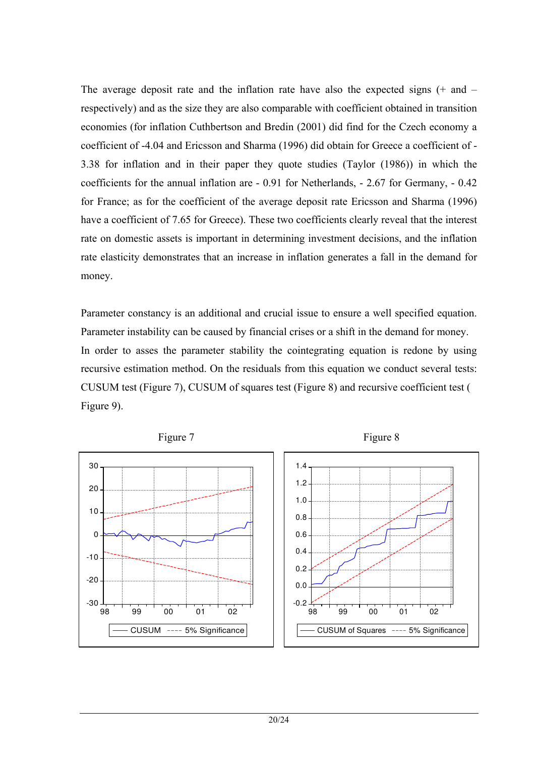The average deposit rate and the inflation rate have also the expected signs (+ and – respectively) and as the size they are also comparable with coefficient obtained in transition economies (for inflation Cuthbertson and Bredin (2001) did find for the Czech economy a coefficient of -4.04 and Ericsson and Sharma (1996) did obtain for Greece a coefficient of -3.38 for inflation and in their paper they quote studies (Taylor (1986)) in which the coefficients for the annual inflation are - 0.91 for Netherlands, - 2.67 for Germany, - 0.42 for France; as for the coefficient of the average deposit rate Ericsson and Sharma (1996) have a coefficient of 7.65 for Greece). These two coefficients clearly reveal that the interest rate on domestic assets is important in determining investment decisions, and the inflation rate elasticity demonstrates that an increase in inflation generates a fall in the demand for money.

Parameter constancy is an additional and crucial issue to ensure a well specified equation. Parameter instability can be caused by financial crises or a shift in the demand for money. In order to asses the parameter stability the cointegrating equation is redone by using recursive estimation method. On the residuals from this equation we conduct several tests: CUSUM test (Figure 7), CUSUM of squares test (Figure 8) and recursive coefficient test ( Figure 9).

Figure 7

Figure 8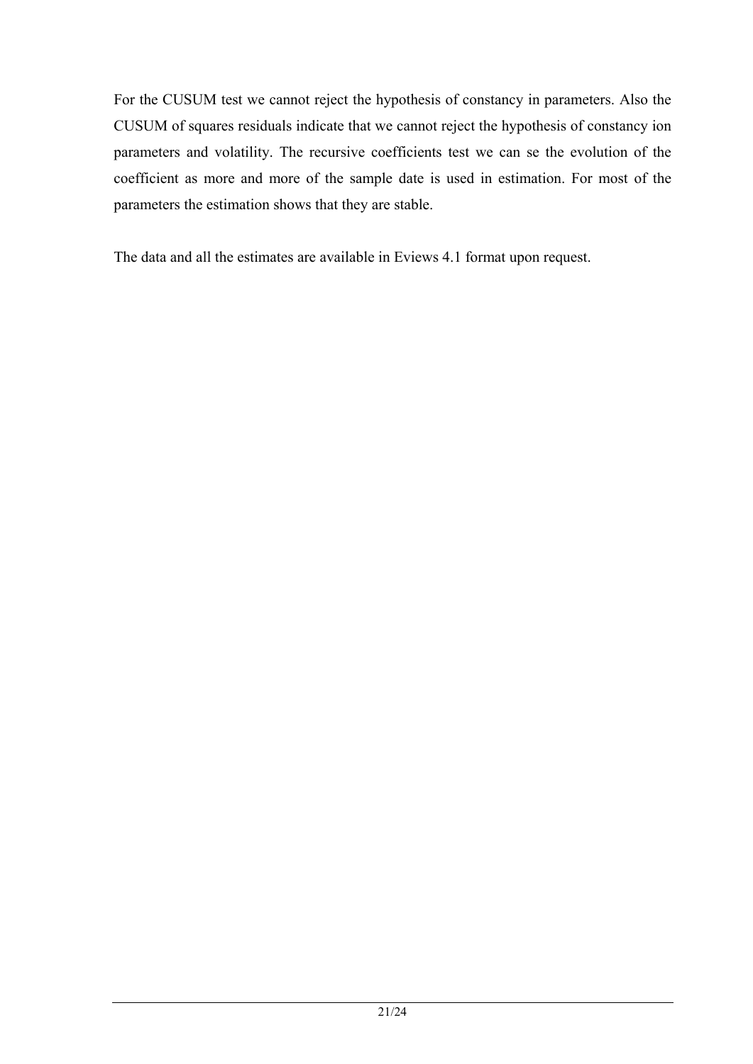For the CUSUM test we cannot reject the hypothesis of constancy in parameters. Also the CUSUM of squares residuals indicate that we cannot reject the hypothesis of constancy ion parameters and volatility. The recursive coefficients test we can se the evolution of the coefficient as more and more of the sample date is used in estimation. For most of the parameters the estimation shows that they are stable.

The data and all the estimates are available in Eviews 4.1 format upon request.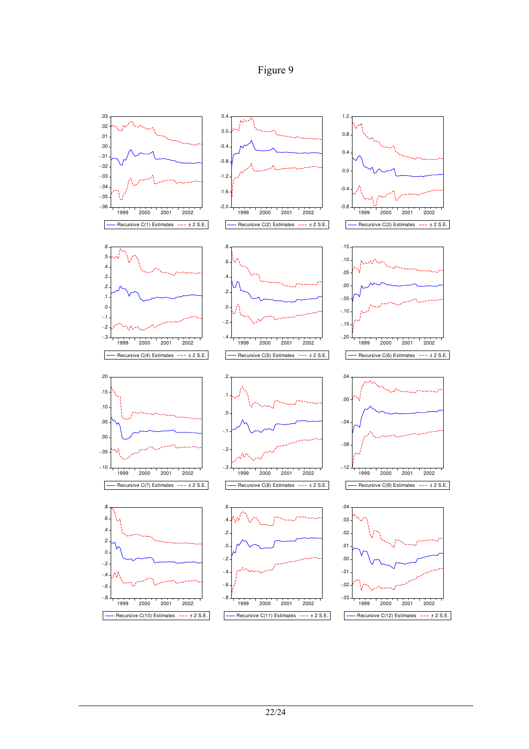# Figure 9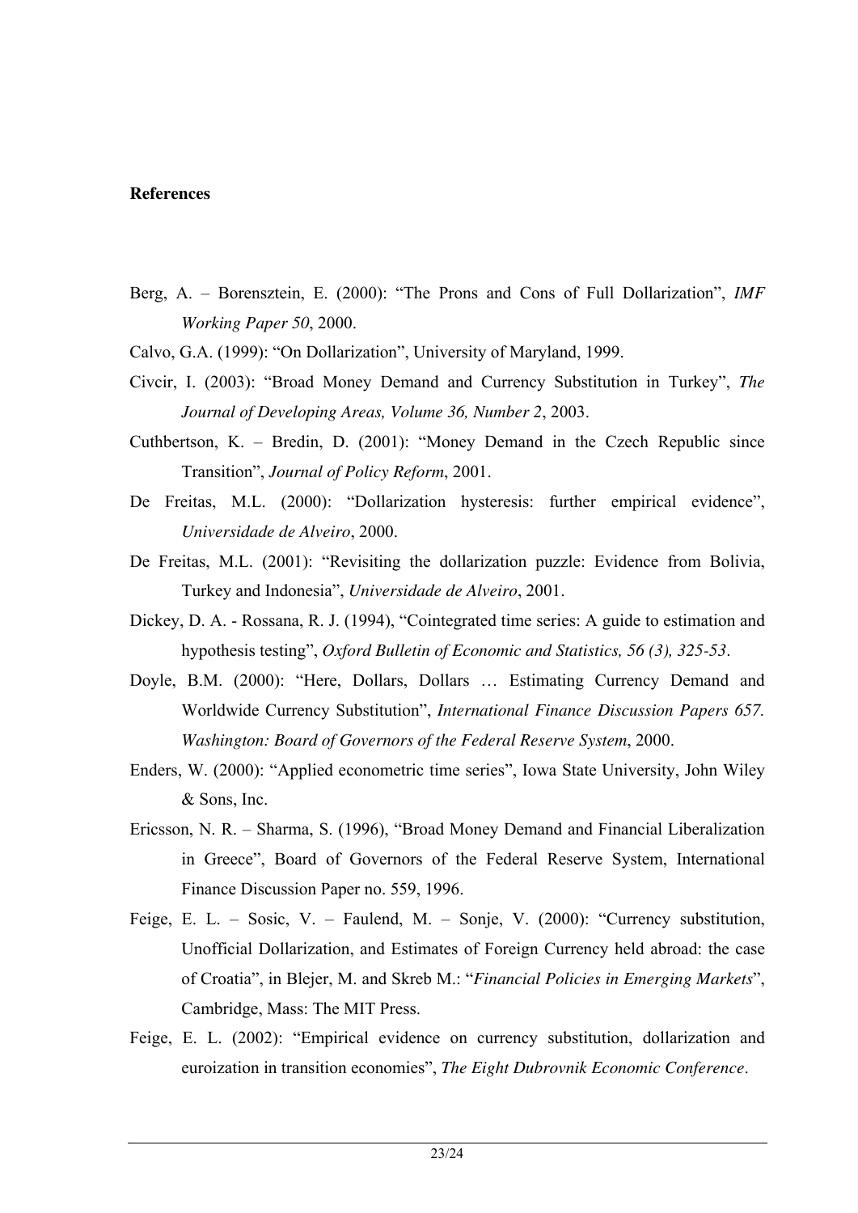**References**

Berg, A. – Borensztein, E. (2000): "The Prons and Cons of Full Dollarization", *IMF Working Paper 50*, 2000.

Calvo, G.A. (1999): "On Dollarization", University of Maryland, 1999.

Civcir, I. (2003): "Broad Money Demand and Currency Substitution in Turkey", *The Journal of Developing Areas, Volume 36, Number 2*, 2003.

Cuthbertson, K. – Bredin, D. (2001): "Money Demand in the Czech Republic since Transition", *Journal of Policy Reform*, 2001.

De Freitas, M.L. (2000): "Dollarization hysteresis: further empirical evidence", *Universidade de Alveiro*, 2000.

De Freitas, M.L. (2001): "Revisiting the dollarization puzzle: Evidence from Bolivia, Turkey and Indonesia", *Universidade de Alveiro*, 2001.

Dickey, D. A. - Rossana, R. J. (1994), "Cointegrated time series: A guide to estimation and hypothesis testing", *Oxford Bulletin of Economic and Statistics, 56 (3), 325-53*.

Doyle, B.M. (2000): "Here, Dollars, Dollars … Estimating Currency Demand and Worldwide Currency Substitution", *International Finance Discussion Papers 657. Washington: Board of Governors of the Federal Reserve System*, 2000.

Enders, W. (2000): "Applied econometric time series", Iowa State University, John Wiley & Sons, Inc.

Ericsson, N. R. – Sharma, S. (1996), "Broad Money Demand and Financial Liberalization in Greece", Board of Governors of the Federal Reserve System, International Finance Discussion Paper no. 559, 1996.

Feige, E. L. – Sosic, V. – Faulend, M. – Sonje, V. (2000): "Currency substitution, Unofficial Dollarization, and Estimates of Foreign Currency held abroad: the case of Croatia", in Blejer, M. and Skreb M.: "*Financial Policies in Emerging Markets*", Cambridge, Mass: The MIT Press.

Feige, E. L. (2002): "Empirical evidence on currency substitution, dollarization and euroization in transition economies", *The Eight Dubrovnik Economic Conference*.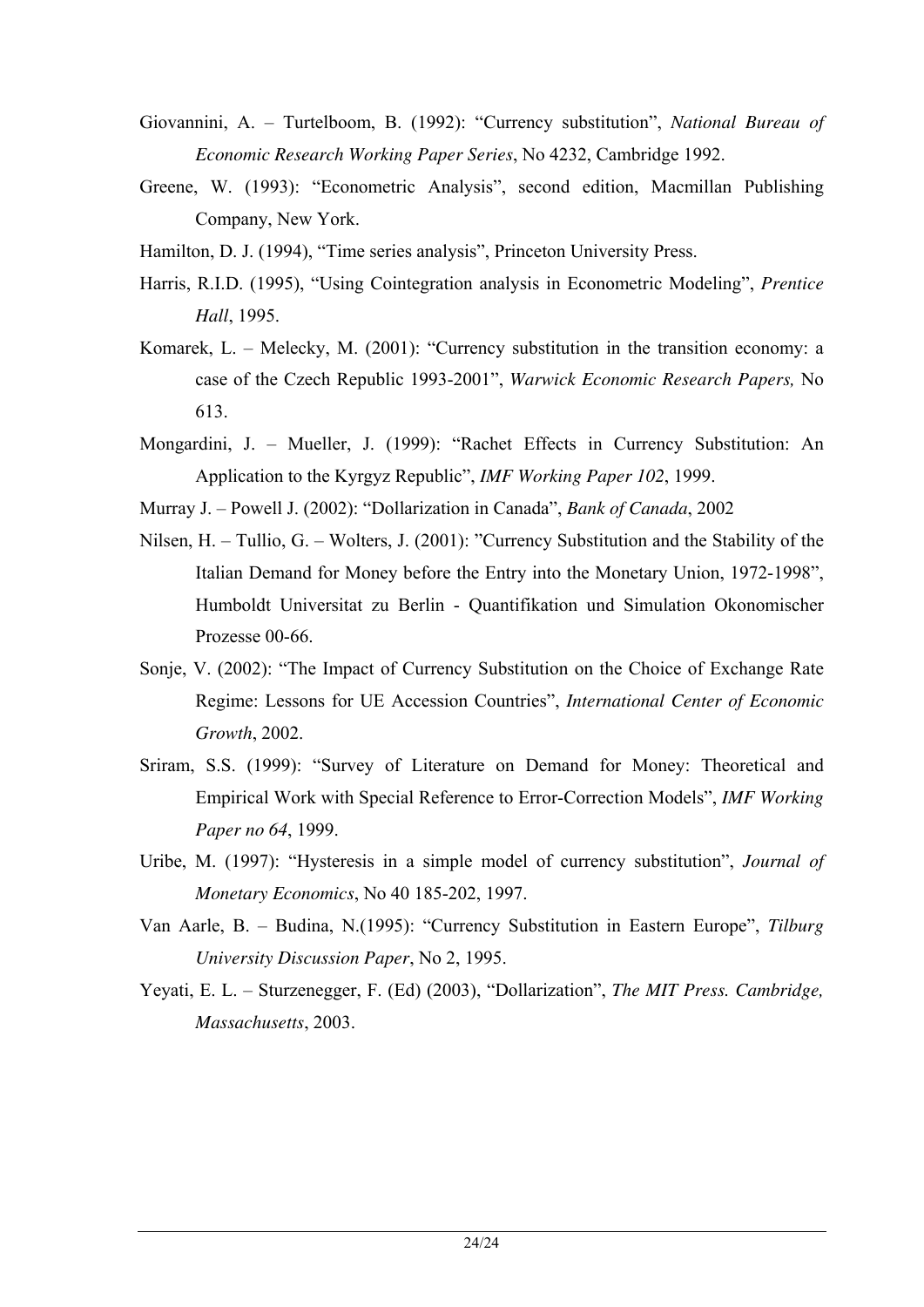Giovannini, A. – Turtelboom, B. (1992): "Currency substitution", *National Bureau of Economic Research Working Paper Series*, No 4232, Cambridge 1992.

Greene, W. (1993): "Econometric Analysis", second edition, Macmillan Publishing Company, New York.

Hamilton, D. J. (1994), "Time series analysis", Princeton University Press.

Harris, R.I.D. (1995), "Using Cointegration analysis in Econometric Modeling", *Prentice Hall*, 1995.

Komarek, L. – Melecky, M. (2001): "Currency substitution in the transition economy: a case of the Czech Republic 1993-2001", *Warwick Economic Research Papers,* No 613.

Mongardini, J. – Mueller, J. (1999): "Rachet Effects in Currency Substitution: An Application to the Kyrgyz Republic", *IMF Working Paper 102*, 1999.

Murray J. – Powell J. (2002): "Dollarization in Canada", *Bank of Canada*, 2002

Nilsen, H. – Tullio, G. – Wolters, J. (2001): "Currency Substitution and the Stability of the Italian Demand for Money before the Entry into the Monetary Union, 1972-1998", Humboldt Universitat zu Berlin - Quantifikation und Simulation Okonomischer Prozesse 00-66.

Sonje, V. (2002): "The Impact of Currency Substitution on the Choice of Exchange Rate Regime: Lessons for UE Accession Countries", *International Center of Economic Growth*, 2002.

Sriram, S.S. (1999): "Survey of Literature on Demand for Money: Theoretical and Empirical Work with Special Reference to Error-Correction Models", *IMF Working Paper no 64*, 1999.

Uribe, M. (1997): "Hysteresis in a simple model of currency substitution", *Journal of Monetary Economics*, No 40 185-202, 1997.

Van Aarle, B. – Budina, N.(1995): "Currency Substitution in Eastern Europe", *Tilburg University Discussion Paper*, No 2, 1995.

Yeyati, E. L. – Sturzenegger, F. (Ed) (2003), "Dollarization", *The MIT Press. Cambridge, Massachusetts*, 2003.